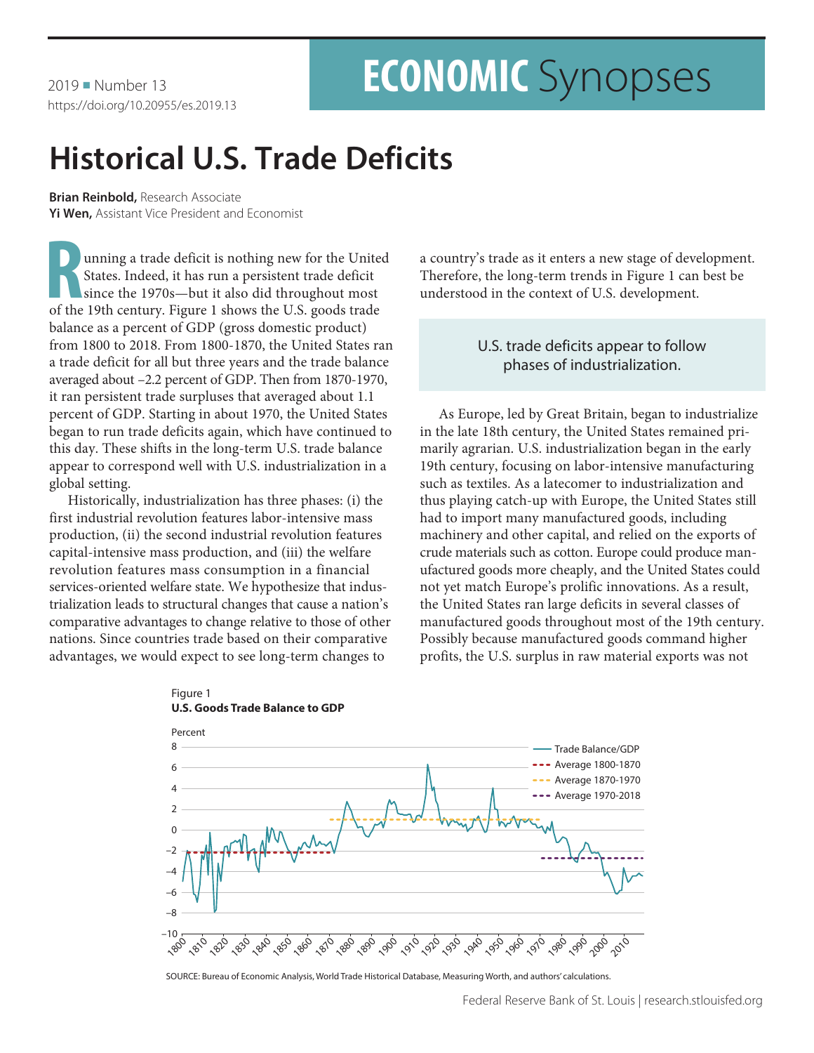2019 ■ Number 13
https://doi.org/10.20955/es.2019.13

# ECONOMIC Synopses

# Historical U.S. Trade Deficits

**Brian Reinbold,** Research Associate
**Yi Wen,** Assistant Vice President and Economist

Running a trade deficit is nothing new for the United States. Indeed, it has run a persistent trade deficit since the 1970s—but it also did throughout most of the 19th century. Figure 1 shows the U.S. goods trade balance as a percent of GDP (gross domestic product) from 1800 to 2018. From 1800-1870, the United States ran a trade deficit for all but three years and the trade balance averaged about –2.2 percent of GDP. Then from 1870-1970, it ran persistent trade surpluses that averaged about 1.1 percent of GDP. Starting in about 1970, the United States began to run trade deficits again, which have continued to this day. These shifts in the long-term U.S. trade balance appear to correspond well with U.S. industrialization in a global setting.

Historically, industrialization has three phases: (i) the first industrial revolution features labor-intensive mass production, (ii) the second industrial revolution features capital-intensive mass production, and (iii) the welfare revolution features mass consumption in a financial services-oriented welfare state. We hypothesize that industrialization leads to structural changes that cause a nation's comparative advantages to change relative to those of other nations. Since countries trade based on their comparative advantages, we would expect to see long-term changes to a country's trade as it enters a new stage of development. Therefore, the long-term trends in Figure 1 can best be understood in the context of U.S. development.

> U.S. trade deficits appear to follow phases of industrialization.

As Europe, led by Great Britain, began to industrialize in the late 18th century, the United States remained primarily agrarian. U.S. industrialization began in the early 19th century, focusing on labor-intensive manufacturing such as textiles. As a latecomer to industrialization and thus playing catch-up with Europe, the United States still had to import many manufactured goods, including machinery and other capital, and relied on the exports of crude materials such as cotton. Europe could produce manufactured goods more cheaply, and the United States could not yet match Europe's prolific innovations. As a result, the United States ran large deficits in several classes of manufactured goods throughout most of the 19th century. Possibly because manufactured goods command higher profits, the U.S. surplus in raw material exports was not

Figure 1
**U.S. Goods Trade Balance to GDP**

SOURCE: Bureau of Economic Analysis, World Trade Historical Database, Measuring Worth, and authors' calculations.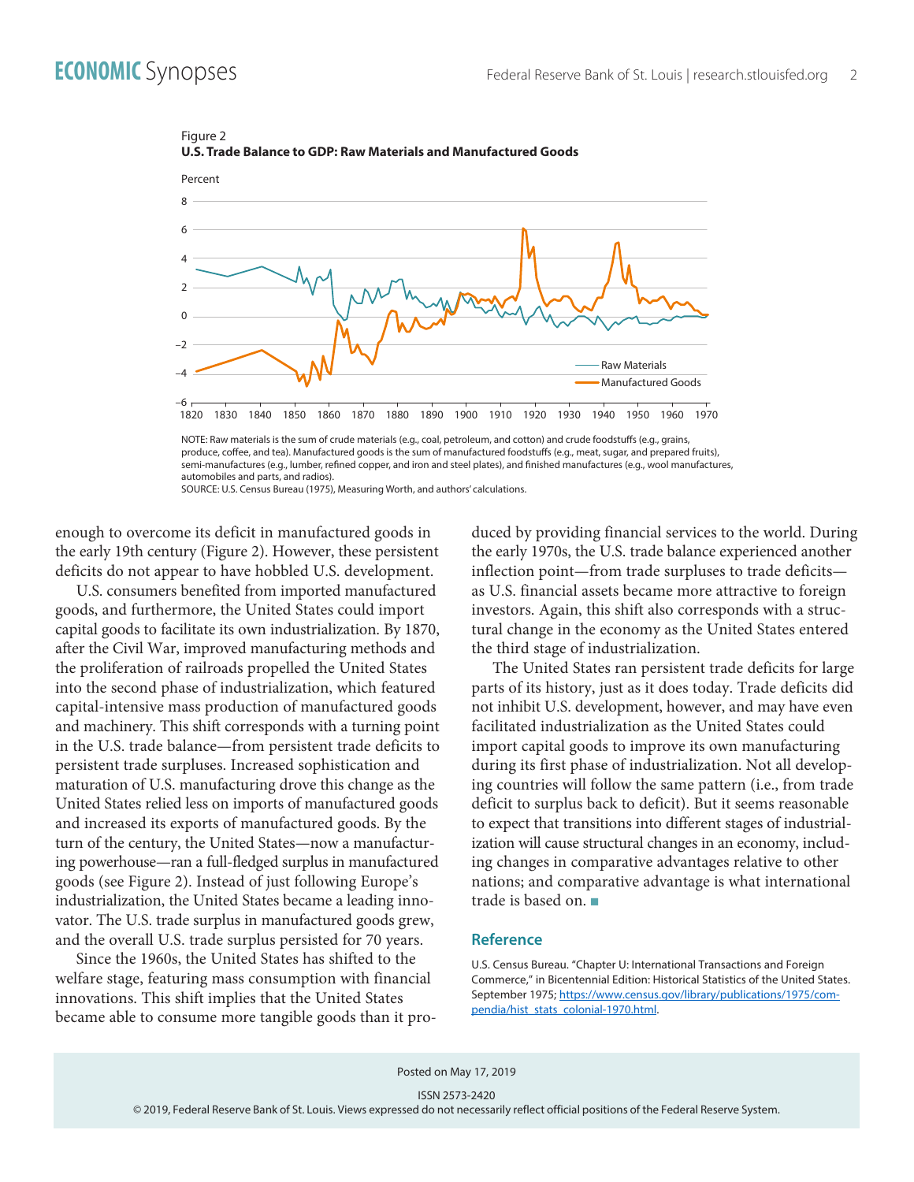Figure 2

**U.S. Trade Balance to GDP: Raw Materials and Manufactured Goods**

Percent

8
6
4
2
0
–2
–4
–6

1820 1830 1840 1850 1860 1870 1880 1890 1900 1910 1920 1930 1940 1950 1960 1970

Raw Materials
Manufactured Goods

NOTE: Raw materials is the sum of crude materials (e.g., coal, petroleum, and cotton) and crude foodstuffs (e.g., grains, produce, coffee, and tea). Manufactured goods is the sum of manufactured foodstuffs (e.g., meat, sugar, and prepared fruits), semi-manufactures (e.g., lumber, refined copper, and iron and steel plates), and finished manufactures (e.g., wool manufactures, automobiles and parts, and radios).

SOURCE: U.S. Census Bureau (1975), Measuring Worth, and authors' calculations.

enough to overcome its deficit in manufactured goods in the early 19th century (Figure 2). However, these persistent deficits do not appear to have hobbled U.S. development.

U.S. consumers benefited from imported manufactured goods, and furthermore, the United States could import capital goods to facilitate its own industrialization. By 1870, after the Civil War, improved manufacturing methods and the proliferation of railroads propelled the United States into the second phase of industrialization, which featured capital-intensive mass production of manufactured goods and machinery. This shift corresponds with a turning point in the U.S. trade balance—from persistent trade deficits to persistent trade surpluses. Increased sophistication and maturation of U.S. manufacturing drove this change as the United States relied less on imports of manufactured goods and increased its exports of manufactured goods. By the turn of the century, the United States—now a manufacturing powerhouse—ran a full-fledged surplus in manufactured goods (see Figure 2). Instead of just following Europe's industrialization, the United States became a leading innovator. The U.S. trade surplus in manufactured goods grew, and the overall U.S. trade surplus persisted for 70 years.

Since the 1960s, the United States has shifted to the welfare stage, featuring mass consumption with financial innovations. This shift implies that the United States became able to consume more tangible goods than it produced by providing financial services to the world. During the early 1970s, the U.S. trade balance experienced another inflection point—from trade surpluses to trade deficits—as U.S. financial assets became more attractive to foreign investors. Again, this shift also corresponds with a structural change in the economy as the United States entered the third stage of industrialization.

The United States ran persistent trade deficits for large parts of its history, just as it does today. Trade deficits did not inhibit U.S. development, however, and may have even facilitated industrialization as the United States could import capital goods to improve its own manufacturing during its first phase of industrialization. Not all developing countries will follow the same pattern (i.e., from trade deficit to surplus back to deficit). But it seems reasonable to expect that transitions into different stages of industrialization will cause structural changes in an economy, including changes in comparative advantages relative to other nations; and comparative advantage is what international trade is based on. ■

## Reference

U.S. Census Bureau. "Chapter U: International Transactions and Foreign Commerce," in Bicentennial Edition: Historical Statistics of the United States. September 1975; https://www.census.gov/library/publications/1975/compendia/hist_stats_colonial-1970.html.

Posted on May 17, 2019

ISSN 2573-2420

© 2019, Federal Reserve Bank of St. Louis. Views expressed do not necessarily reflect official positions of the Federal Reserve System.